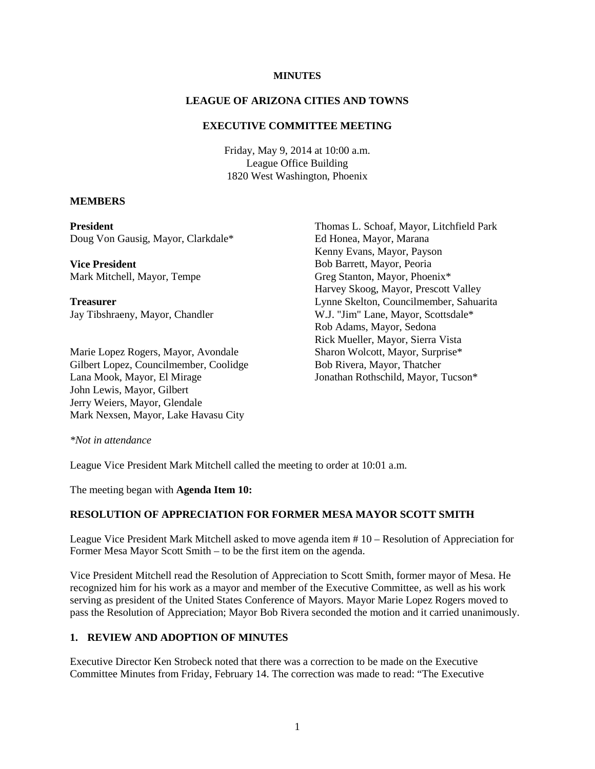**MINUTES**

**LEAGUE OF ARIZONA CITIES AND TOWNS**

**EXECUTIVE COMMITTEE MEETING**

Friday, May 9, 2014 at 10:00 a.m.
League Office Building
1820 West Washington, Phoenix

**MEMBERS**

**President**
Doug Von Gausig, Mayor, Clarkdale*

**Vice President**
Mark Mitchell, Mayor, Tempe

**Treasurer**
Jay Tibshraeny, Mayor, Chandler

Marie Lopez Rogers, Mayor, Avondale
Gilbert Lopez, Councilmember, Coolidge
Lana Mook, Mayor, El Mirage
John Lewis, Mayor, Gilbert
Jerry Weiers, Mayor, Glendale
Mark Nexsen, Mayor, Lake Havasu City
Thomas L. Schoaf, Mayor, Litchfield Park
Ed Honea, Mayor, Marana
Kenny Evans, Mayor, Payson
Bob Barrett, Mayor, Peoria
Greg Stanton, Mayor, Phoenix*
Harvey Skoog, Mayor, Prescott Valley
Lynne Skelton, Councilmember, Sahuarita
W.J. "Jim" Lane, Mayor, Scottsdale*
Rob Adams, Mayor, Sedona
Rick Mueller, Mayor, Sierra Vista
Sharon Wolcott, Mayor, Surprise*
Bob Rivera, Mayor, Thatcher
Jonathan Rothschild, Mayor, Tucson*

**Not in attendance*

League Vice President Mark Mitchell called the meeting to order at 10:01 a.m.

The meeting began with **Agenda Item 10:**

**RESOLUTION OF APPRECIATION FOR FORMER MESA MAYOR SCOTT SMITH**

League Vice President Mark Mitchell asked to move agenda item # 10 – Resolution of Appreciation for Former Mesa Mayor Scott Smith – to be the first item on the agenda.

Vice President Mitchell read the Resolution of Appreciation to Scott Smith, former mayor of Mesa. He recognized him for his work as a mayor and member of the Executive Committee, as well as his work serving as president of the United States Conference of Mayors. Mayor Marie Lopez Rogers moved to pass the Resolution of Appreciation; Mayor Bob Rivera seconded the motion and it carried unanimously.

**1. REVIEW AND ADOPTION OF MINUTES**

Executive Director Ken Strobeck noted that there was a correction to be made on the Executive Committee Minutes from Friday, February 14. The correction was made to read: "The Executive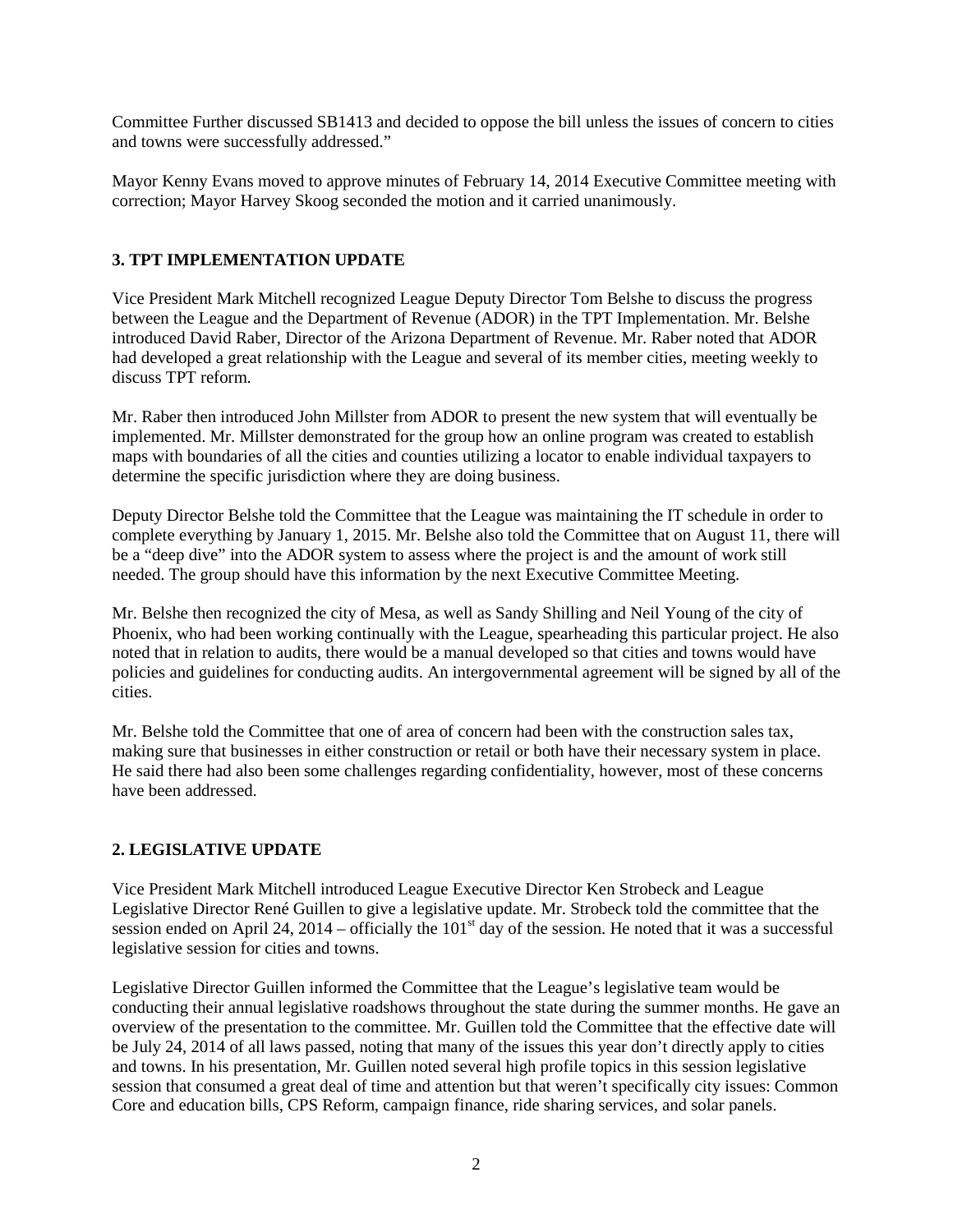Committee Further discussed SB1413 and decided to oppose the bill unless the issues of concern to cities and towns were successfully addressed."

Mayor Kenny Evans moved to approve minutes of February 14, 2014 Executive Committee meeting with correction; Mayor Harvey Skoog seconded the motion and it carried unanimously.

## 3. TPT IMPLEMENTATION UPDATE

Vice President Mark Mitchell recognized League Deputy Director Tom Belshe to discuss the progress between the League and the Department of Revenue (ADOR) in the TPT Implementation. Mr. Belshe introduced David Raber, Director of the Arizona Department of Revenue. Mr. Raber noted that ADOR had developed a great relationship with the League and several of its member cities, meeting weekly to discuss TPT reform.

Mr. Raber then introduced John Millster from ADOR to present the new system that will eventually be implemented. Mr. Millster demonstrated for the group how an online program was created to establish maps with boundaries of all the cities and counties utilizing a locator to enable individual taxpayers to determine the specific jurisdiction where they are doing business.

Deputy Director Belshe told the Committee that the League was maintaining the IT schedule in order to complete everything by January 1, 2015. Mr. Belshe also told the Committee that on August 11, there will be a "deep dive" into the ADOR system to assess where the project is and the amount of work still needed. The group should have this information by the next Executive Committee Meeting.

Mr. Belshe then recognized the city of Mesa, as well as Sandy Shilling and Neil Young of the city of Phoenix, who had been working continually with the League, spearheading this particular project. He also noted that in relation to audits, there would be a manual developed so that cities and towns would have policies and guidelines for conducting audits. An intergovernmental agreement will be signed by all of the cities.

Mr. Belshe told the Committee that one of area of concern had been with the construction sales tax, making sure that businesses in either construction or retail or both have their necessary system in place. He said there had also been some challenges regarding confidentiality, however, most of these concerns have been addressed.

## 2. LEGISLATIVE UPDATE

Vice President Mark Mitchell introduced League Executive Director Ken Strobeck and League Legislative Director René Guillen to give a legislative update. Mr. Strobeck told the committee that the session ended on April 24, 2014 – officially the 101st day of the session. He noted that it was a successful legislative session for cities and towns.

Legislative Director Guillen informed the Committee that the League's legislative team would be conducting their annual legislative roadshows throughout the state during the summer months. He gave an overview of the presentation to the committee. Mr. Guillen told the Committee that the effective date will be July 24, 2014 of all laws passed, noting that many of the issues this year don't directly apply to cities and towns. In his presentation, Mr. Guillen noted several high profile topics in this session legislative session that consumed a great deal of time and attention but that weren't specifically city issues: Common Core and education bills, CPS Reform, campaign finance, ride sharing services, and solar panels.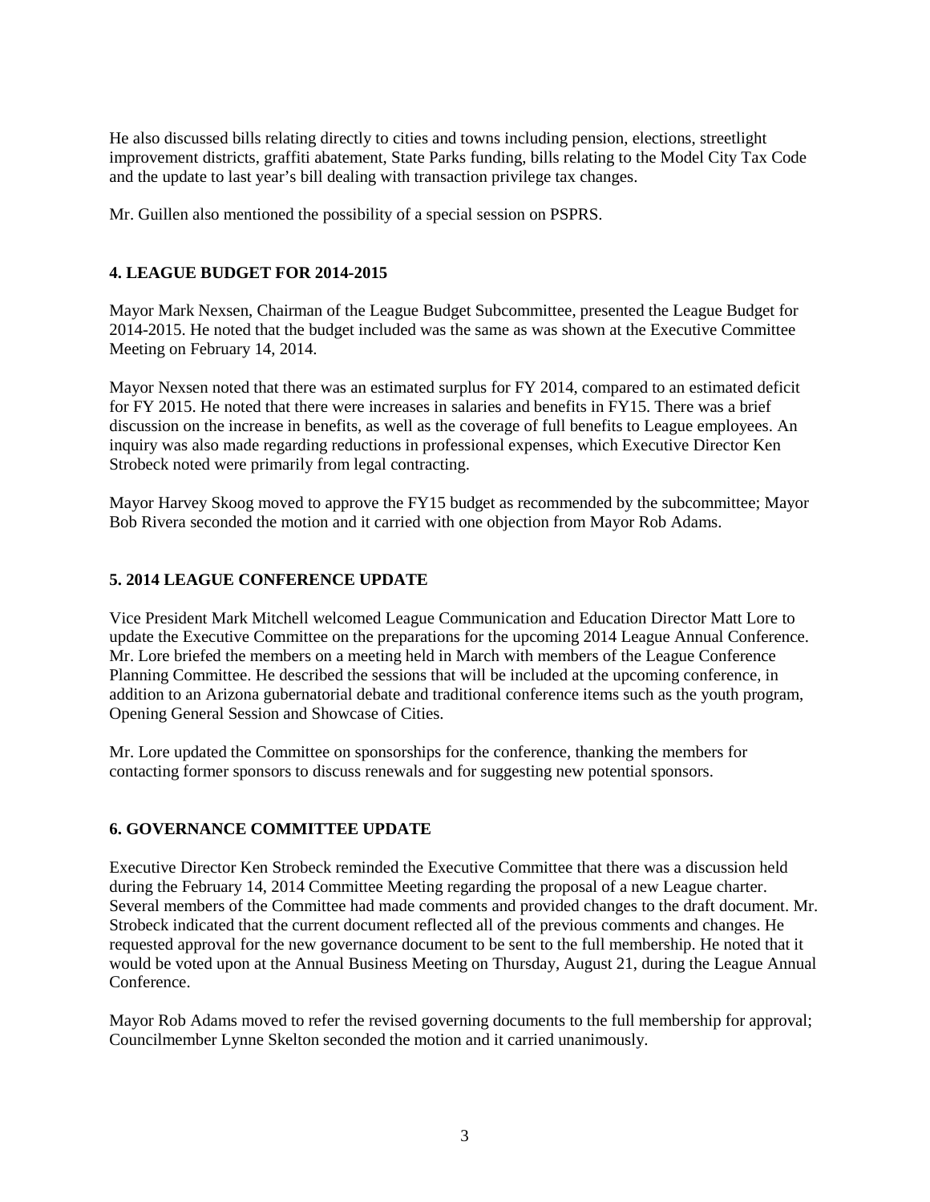He also discussed bills relating directly to cities and towns including pension, elections, streetlight improvement districts, graffiti abatement, State Parks funding, bills relating to the Model City Tax Code and the update to last year's bill dealing with transaction privilege tax changes.

Mr. Guillen also mentioned the possibility of a special session on PSPRS.

## 4. LEAGUE BUDGET FOR 2014-2015

Mayor Mark Nexsen, Chairman of the League Budget Subcommittee, presented the League Budget for 2014-2015. He noted that the budget included was the same as was shown at the Executive Committee Meeting on February 14, 2014.

Mayor Nexsen noted that there was an estimated surplus for FY 2014, compared to an estimated deficit for FY 2015. He noted that there were increases in salaries and benefits in FY15. There was a brief discussion on the increase in benefits, as well as the coverage of full benefits to League employees. An inquiry was also made regarding reductions in professional expenses, which Executive Director Ken Strobeck noted were primarily from legal contracting.

Mayor Harvey Skoog moved to approve the FY15 budget as recommended by the subcommittee; Mayor Bob Rivera seconded the motion and it carried with one objection from Mayor Rob Adams.

## 5. 2014 LEAGUE CONFERENCE UPDATE

Vice President Mark Mitchell welcomed League Communication and Education Director Matt Lore to update the Executive Committee on the preparations for the upcoming 2014 League Annual Conference. Mr. Lore briefed the members on a meeting held in March with members of the League Conference Planning Committee. He described the sessions that will be included at the upcoming conference, in addition to an Arizona gubernatorial debate and traditional conference items such as the youth program, Opening General Session and Showcase of Cities.

Mr. Lore updated the Committee on sponsorships for the conference, thanking the members for contacting former sponsors to discuss renewals and for suggesting new potential sponsors.

## 6. GOVERNANCE COMMITTEE UPDATE

Executive Director Ken Strobeck reminded the Executive Committee that there was a discussion held during the February 14, 2014 Committee Meeting regarding the proposal of a new League charter. Several members of the Committee had made comments and provided changes to the draft document. Mr. Strobeck indicated that the current document reflected all of the previous comments and changes. He requested approval for the new governance document to be sent to the full membership. He noted that it would be voted upon at the Annual Business Meeting on Thursday, August 21, during the League Annual Conference.

Mayor Rob Adams moved to refer the revised governing documents to the full membership for approval; Councilmember Lynne Skelton seconded the motion and it carried unanimously.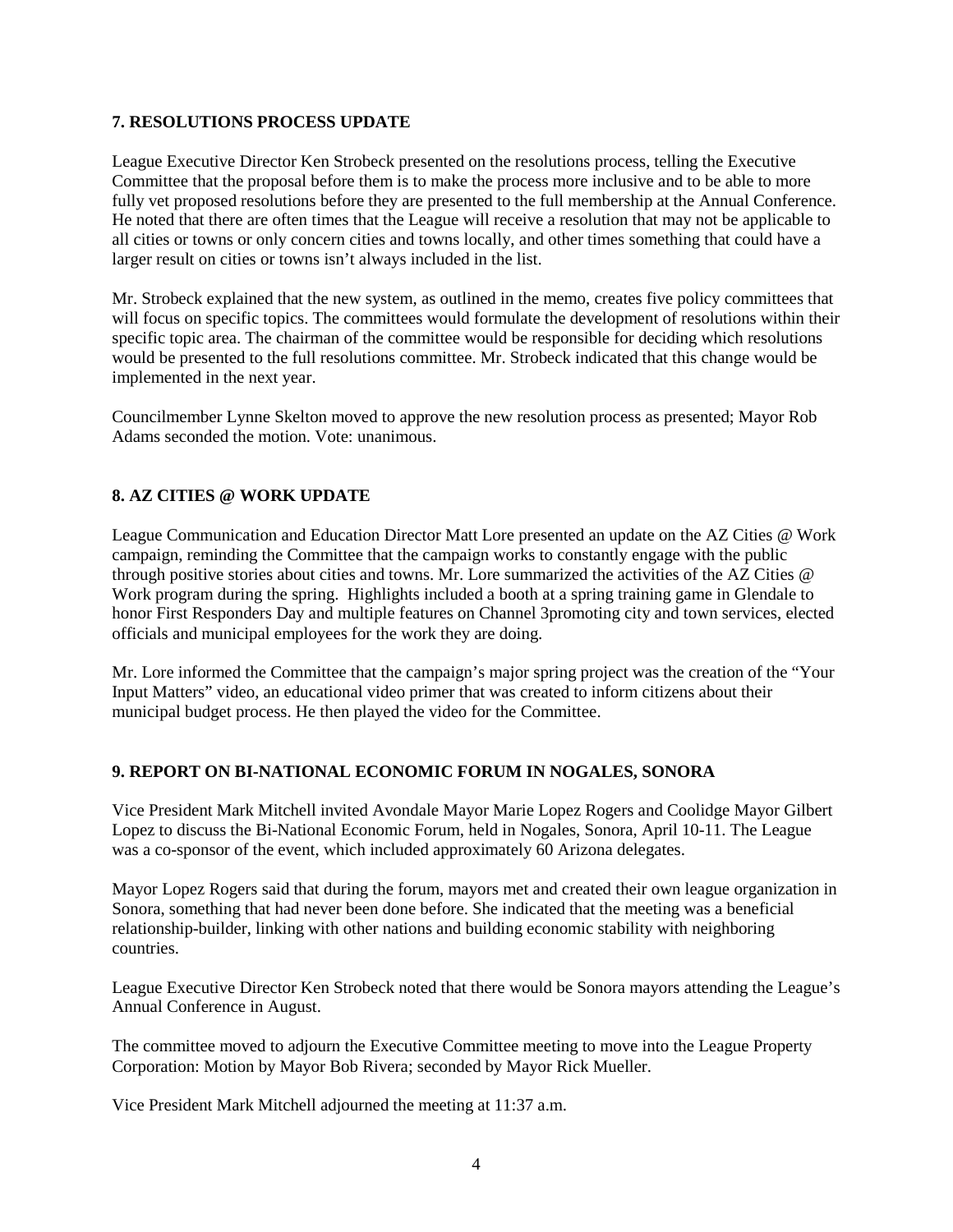### 7. RESOLUTIONS PROCESS UPDATE

League Executive Director Ken Strobeck presented on the resolutions process, telling the Executive Committee that the proposal before them is to make the process more inclusive and to be able to more fully vet proposed resolutions before they are presented to the full membership at the Annual Conference. He noted that there are often times that the League will receive a resolution that may not be applicable to all cities or towns or only concern cities and towns locally, and other times something that could have a larger result on cities or towns isn't always included in the list.

Mr. Strobeck explained that the new system, as outlined in the memo, creates five policy committees that will focus on specific topics. The committees would formulate the development of resolutions within their specific topic area. The chairman of the committee would be responsible for deciding which resolutions would be presented to the full resolutions committee. Mr. Strobeck indicated that this change would be implemented in the next year.

Councilmember Lynne Skelton moved to approve the new resolution process as presented; Mayor Rob Adams seconded the motion. Vote: unanimous.

### 8. AZ CITIES @ WORK UPDATE

League Communication and Education Director Matt Lore presented an update on the AZ Cities @ Work campaign, reminding the Committee that the campaign works to constantly engage with the public through positive stories about cities and towns. Mr. Lore summarized the activities of the AZ Cities @ Work program during the spring. Highlights included a booth at a spring training game in Glendale to honor First Responders Day and multiple features on Channel 3promoting city and town services, elected officials and municipal employees for the work they are doing.

Mr. Lore informed the Committee that the campaign's major spring project was the creation of the "Your Input Matters" video, an educational video primer that was created to inform citizens about their municipal budget process. He then played the video for the Committee.

### 9. REPORT ON BI-NATIONAL ECONOMIC FORUM IN NOGALES, SONORA

Vice President Mark Mitchell invited Avondale Mayor Marie Lopez Rogers and Coolidge Mayor Gilbert Lopez to discuss the Bi-National Economic Forum, held in Nogales, Sonora, April 10-11. The League was a co-sponsor of the event, which included approximately 60 Arizona delegates.

Mayor Lopez Rogers said that during the forum, mayors met and created their own league organization in Sonora, something that had never been done before. She indicated that the meeting was a beneficial relationship-builder, linking with other nations and building economic stability with neighboring countries.

League Executive Director Ken Strobeck noted that there would be Sonora mayors attending the League's Annual Conference in August.

The committee moved to adjourn the Executive Committee meeting to move into the League Property Corporation: Motion by Mayor Bob Rivera; seconded by Mayor Rick Mueller.

Vice President Mark Mitchell adjourned the meeting at 11:37 a.m.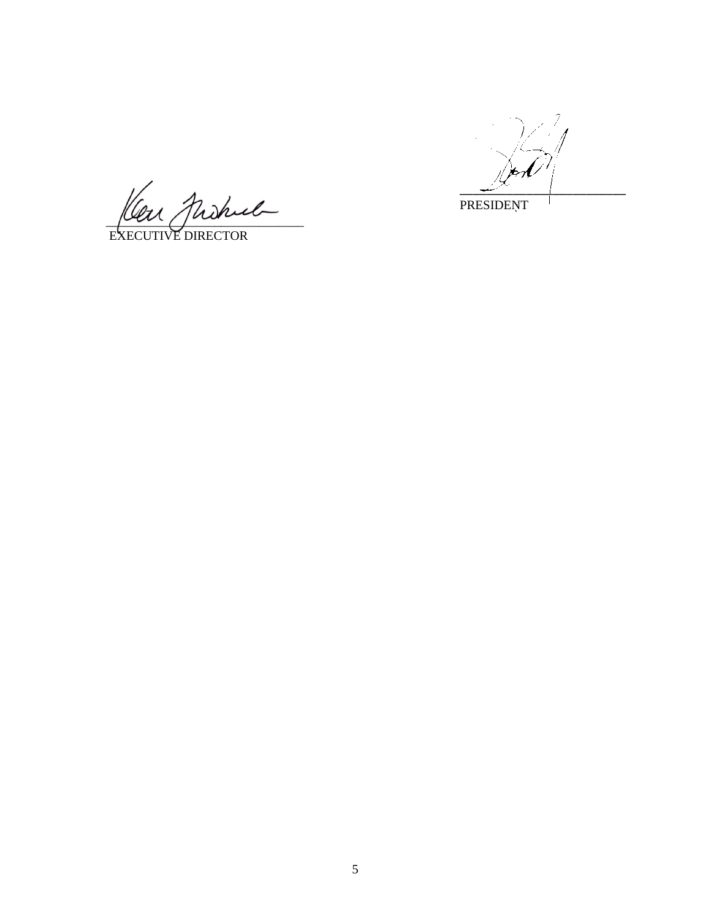\_\_\_\_\_\_\_\_\_\_\_\_\_\_\_\_\_\_\_\_\_\_\_\_\_\_\_\_\_

PRESIDENT

\_\_\_\_\_\_\_\_\_\_\_\_\_\_\_\_\_\_\_\_\_\_\_\_\_\_\_\_\_

EXECUTIVE DIRECTOR